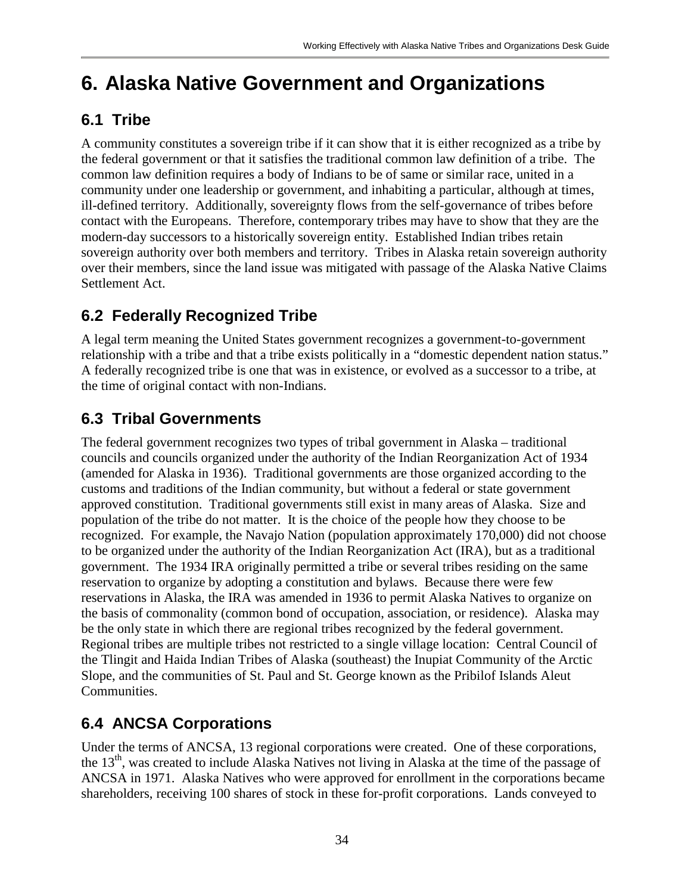# 6. Alaska Native Government and Organizations

## 6.1 Tribe

A community constitutes a sovereign tribe if it can show that it is either recognized as a tribe by the federal government or that it satisfies the traditional common law definition of a tribe. The common law definition requires a body of Indians to be of same or similar race, united in a community under one leadership or government, and inhabiting a particular, although at times, ill-defined territory. Additionally, sovereignty flows from the self-governance of tribes before contact with the Europeans. Therefore, contemporary tribes may have to show that they are the modern-day successors to a historically sovereign entity. Established Indian tribes retain sovereign authority over both members and territory. Tribes in Alaska retain sovereign authority over their members, since the land issue was mitigated with passage of the Alaska Native Claims Settlement Act.

## 6.2 Federally Recognized Tribe

A legal term meaning the United States government recognizes a government-to-government relationship with a tribe and that a tribe exists politically in a "domestic dependent nation status." A federally recognized tribe is one that was in existence, or evolved as a successor to a tribe, at the time of original contact with non-Indians.

## 6.3 Tribal Governments

The federal government recognizes two types of tribal government in Alaska – traditional councils and councils organized under the authority of the Indian Reorganization Act of 1934 (amended for Alaska in 1936). Traditional governments are those organized according to the customs and traditions of the Indian community, but without a federal or state government approved constitution. Traditional governments still exist in many areas of Alaska. Size and population of the tribe do not matter. It is the choice of the people how they choose to be recognized. For example, the Navajo Nation (population approximately 170,000) did not choose to be organized under the authority of the Indian Reorganization Act (IRA), but as a traditional government. The 1934 IRA originally permitted a tribe or several tribes residing on the same reservation to organize by adopting a constitution and bylaws. Because there were few reservations in Alaska, the IRA was amended in 1936 to permit Alaska Natives to organize on the basis of commonality (common bond of occupation, association, or residence). Alaska may be the only state in which there are regional tribes recognized by the federal government. Regional tribes are multiple tribes not restricted to a single village location: Central Council of the Tlingit and Haida Indian Tribes of Alaska (southeast) the Inupiat Community of the Arctic Slope, and the communities of St. Paul and St. George known as the Pribilof Islands Aleut Communities.

## 6.4 ANCSA Corporations

Under the terms of ANCSA, 13 regional corporations were created. One of these corporations, the 13th, was created to include Alaska Natives not living in Alaska at the time of the passage of ANCSA in 1971. Alaska Natives who were approved for enrollment in the corporations became shareholders, receiving 100 shares of stock in these for-profit corporations. Lands conveyed to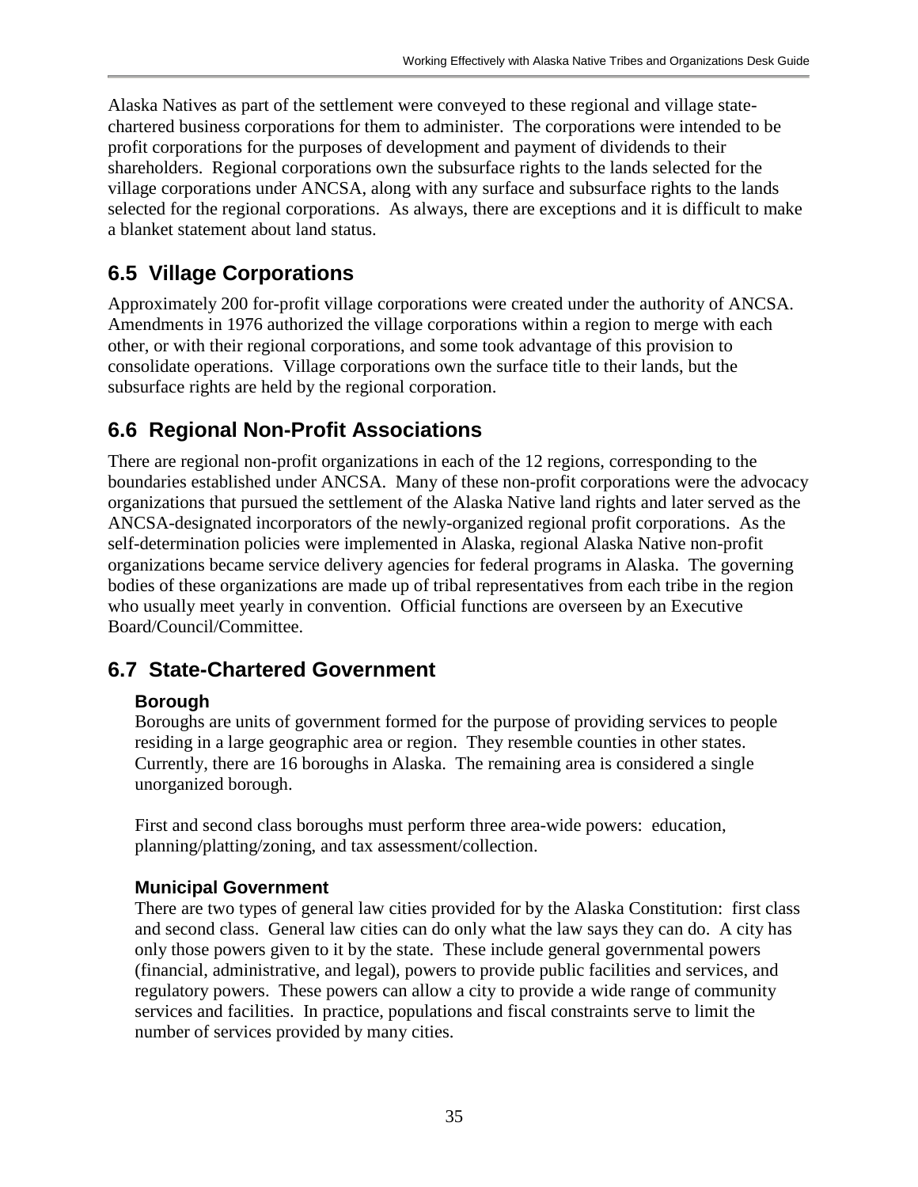Alaska Natives as part of the settlement were conveyed to these regional and village state-chartered business corporations for them to administer. The corporations were intended to be profit corporations for the purposes of development and payment of dividends to their shareholders. Regional corporations own the subsurface rights to the lands selected for the village corporations under ANCSA, along with any surface and subsurface rights to the lands selected for the regional corporations. As always, there are exceptions and it is difficult to make a blanket statement about land status.

## 6.5 Village Corporations

Approximately 200 for-profit village corporations were created under the authority of ANCSA. Amendments in 1976 authorized the village corporations within a region to merge with each other, or with their regional corporations, and some took advantage of this provision to consolidate operations. Village corporations own the surface title to their lands, but the subsurface rights are held by the regional corporation.

## 6.6 Regional Non-Profit Associations

There are regional non-profit organizations in each of the 12 regions, corresponding to the boundaries established under ANCSA. Many of these non-profit corporations were the advocacy organizations that pursued the settlement of the Alaska Native land rights and later served as the ANCSA-designated incorporators of the newly-organized regional profit corporations. As the self-determination policies were implemented in Alaska, regional Alaska Native non-profit organizations became service delivery agencies for federal programs in Alaska. The governing bodies of these organizations are made up of tribal representatives from each tribe in the region who usually meet yearly in convention. Official functions are overseen by an Executive Board/Council/Committee.

## 6.7 State-Chartered Government

### Borough

Boroughs are units of government formed for the purpose of providing services to people residing in a large geographic area or region. They resemble counties in other states. Currently, there are 16 boroughs in Alaska. The remaining area is considered a single unorganized borough.

First and second class boroughs must perform three area-wide powers: education, planning/platting/zoning, and tax assessment/collection.

### Municipal Government

There are two types of general law cities provided for by the Alaska Constitution: first class and second class. General law cities can do only what the law says they can do. A city has only those powers given to it by the state. These include general governmental powers (financial, administrative, and legal), powers to provide public facilities and services, and regulatory powers. These powers can allow a city to provide a wide range of community services and facilities. In practice, populations and fiscal constraints serve to limit the number of services provided by many cities.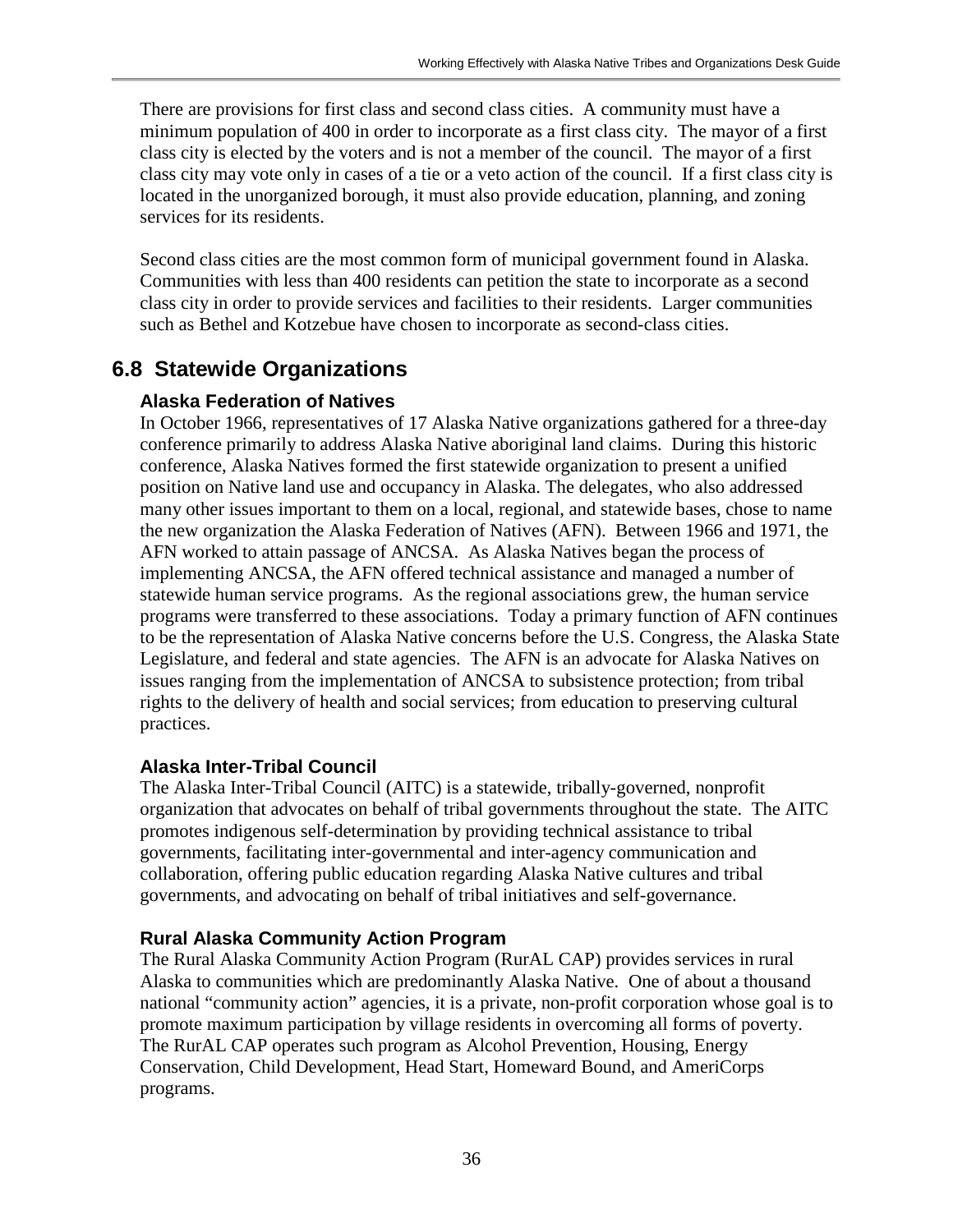There are provisions for first class and second class cities. A community must have a minimum population of 400 in order to incorporate as a first class city. The mayor of a first class city is elected by the voters and is not a member of the council. The mayor of a first class city may vote only in cases of a tie or a veto action of the council. If a first class city is located in the unorganized borough, it must also provide education, planning, and zoning services for its residents.

Second class cities are the most common form of municipal government found in Alaska. Communities with less than 400 residents can petition the state to incorporate as a second class city in order to provide services and facilities to their residents. Larger communities such as Bethel and Kotzebue have chosen to incorporate as second-class cities.

## 6.8 Statewide Organizations

### Alaska Federation of Natives

In October 1966, representatives of 17 Alaska Native organizations gathered for a three-day conference primarily to address Alaska Native aboriginal land claims. During this historic conference, Alaska Natives formed the first statewide organization to present a unified position on Native land use and occupancy in Alaska. The delegates, who also addressed many other issues important to them on a local, regional, and statewide bases, chose to name the new organization the Alaska Federation of Natives (AFN). Between 1966 and 1971, the AFN worked to attain passage of ANCSA. As Alaska Natives began the process of implementing ANCSA, the AFN offered technical assistance and managed a number of statewide human service programs. As the regional associations grew, the human service programs were transferred to these associations. Today a primary function of AFN continues to be the representation of Alaska Native concerns before the U.S. Congress, the Alaska State Legislature, and federal and state agencies. The AFN is an advocate for Alaska Natives on issues ranging from the implementation of ANCSA to subsistence protection; from tribal rights to the delivery of health and social services; from education to preserving cultural practices.

### Alaska Inter-Tribal Council

The Alaska Inter-Tribal Council (AITC) is a statewide, tribally-governed, nonprofit organization that advocates on behalf of tribal governments throughout the state. The AITC promotes indigenous self-determination by providing technical assistance to tribal governments, facilitating inter-governmental and inter-agency communication and collaboration, offering public education regarding Alaska Native cultures and tribal governments, and advocating on behalf of tribal initiatives and self-governance.

### Rural Alaska Community Action Program

The Rural Alaska Community Action Program (RurAL CAP) provides services in rural Alaska to communities which are predominantly Alaska Native. One of about a thousand national "community action" agencies, it is a private, non-profit corporation whose goal is to promote maximum participation by village residents in overcoming all forms of poverty. The RurAL CAP operates such program as Alcohol Prevention, Housing, Energy Conservation, Child Development, Head Start, Homeward Bound, and AmeriCorps programs.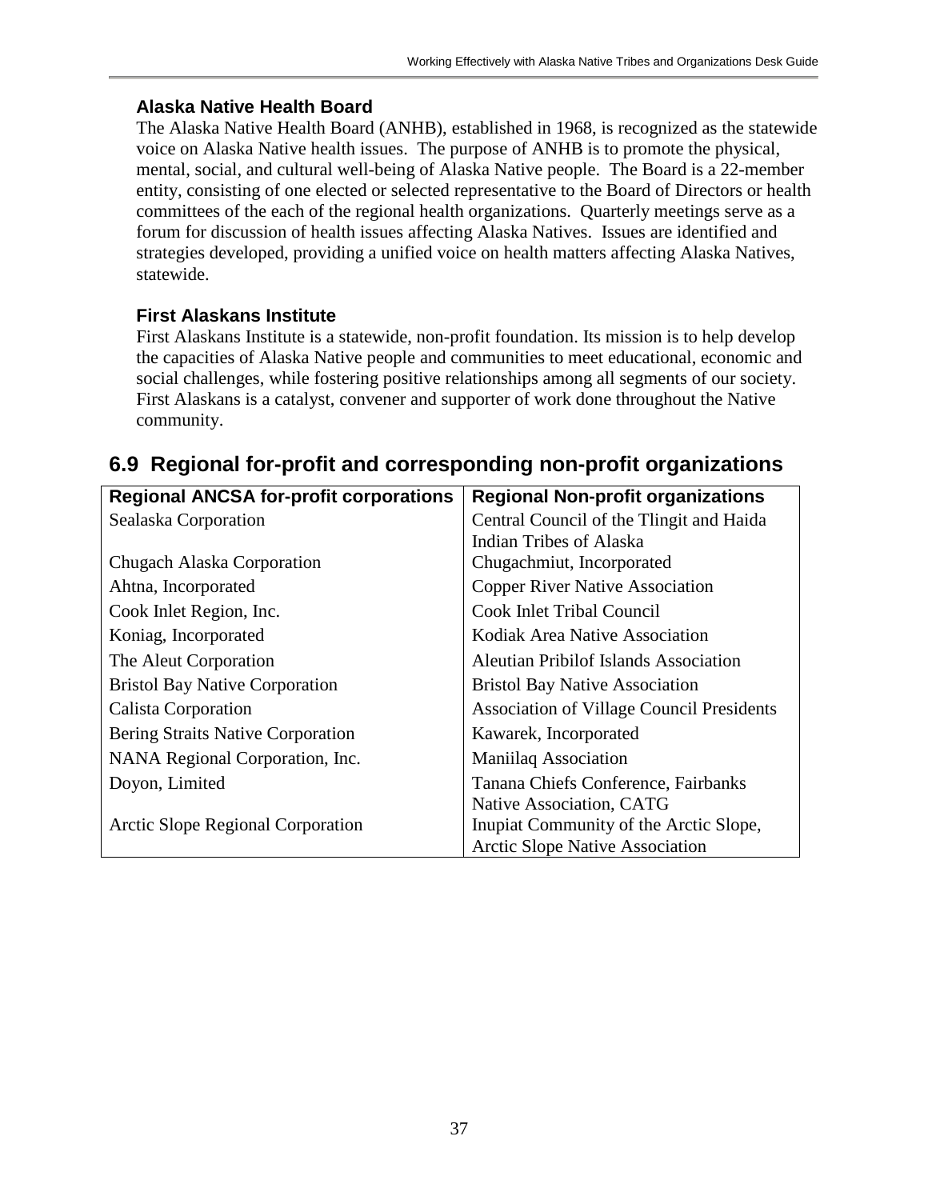### Alaska Native Health Board

The Alaska Native Health Board (ANHB), established in 1968, is recognized as the statewide voice on Alaska Native health issues. The purpose of ANHB is to promote the physical, mental, social, and cultural well-being of Alaska Native people. The Board is a 22-member entity, consisting of one elected or selected representative to the Board of Directors or health committees of the each of the regional health organizations. Quarterly meetings serve as a forum for discussion of health issues affecting Alaska Natives. Issues are identified and strategies developed, providing a unified voice on health matters affecting Alaska Natives, statewide.

### First Alaskans Institute

First Alaskans Institute is a statewide, non-profit foundation. Its mission is to help develop the capacities of Alaska Native people and communities to meet educational, economic and social challenges, while fostering positive relationships among all segments of our society. First Alaskans is a catalyst, convener and supporter of work done throughout the Native community.

## 6.9 Regional for-profit and corresponding non-profit organizations

| Regional ANCSA for-profit corporations | Regional Non-profit organizations |
|---|---|
| Sealaska Corporation | Central Council of the Tlingit and Haida Indian Tribes of Alaska |
| Chugach Alaska Corporation | Chugachmiut, Incorporated |
| Ahtna, Incorporated | Copper River Native Association |
| Cook Inlet Region, Inc. | Cook Inlet Tribal Council |
| Koniag, Incorporated | Kodiak Area Native Association |
| The Aleut Corporation | Aleutian Pribilof Islands Association |
| Bristol Bay Native Corporation | Bristol Bay Native Association |
| Calista Corporation | Association of Village Council Presidents |
| Bering Straits Native Corporation | Kawarek, Incorporated |
| NANA Regional Corporation, Inc. | Maniilaq Association |
| Doyon, Limited | Tanana Chiefs Conference, Fairbanks Native Association, CATG |
| Arctic Slope Regional Corporation | Inupiat Community of the Arctic Slope, Arctic Slope Native Association |